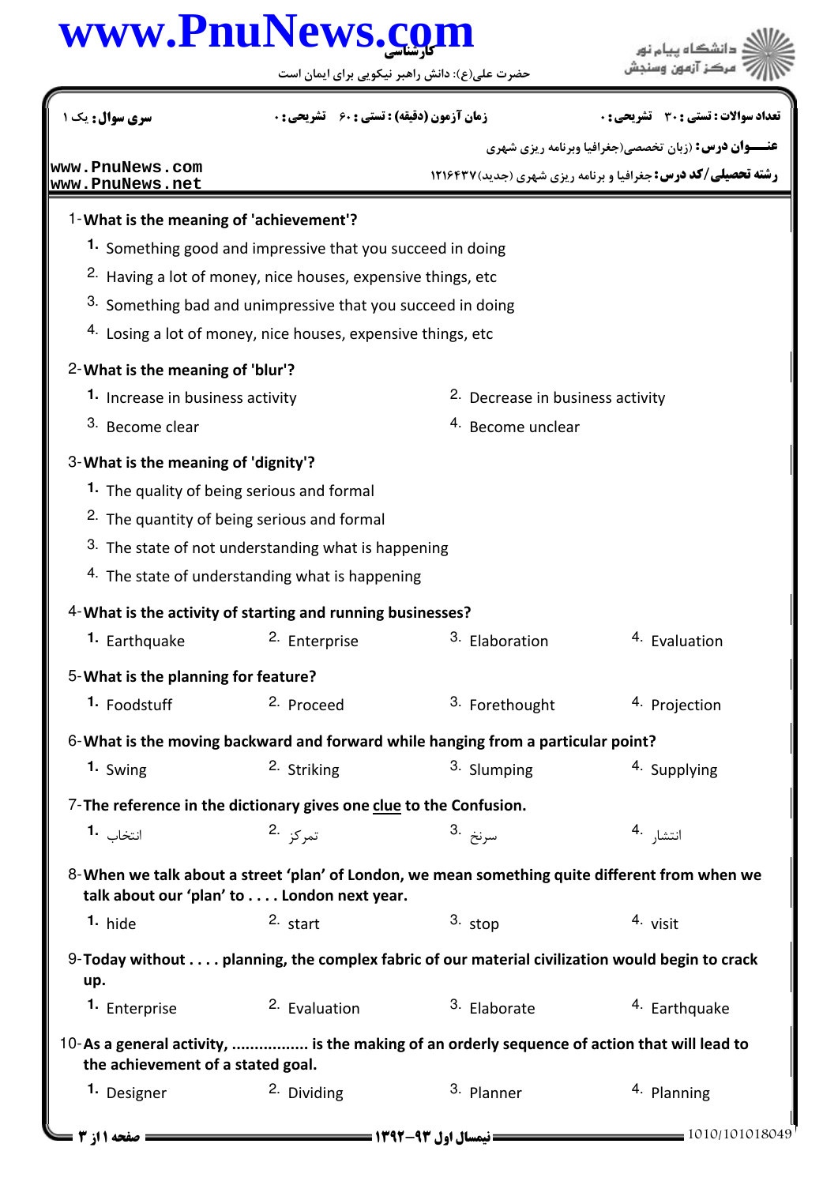کارشناسی

حضرت علی(ع): دانش راهبر نیکویی برای ایمان است

| سری سوال: یک ۱ | زمان آزمون (دقیقه) : تستی : ۶۰ تشریحی : ۰ | تعداد سوالات : تستی : ۳۰ تشریحی : ۰ |
|---|---|---|

**عنـــوان درس:** (زبان تخصصی(جغرافیا وبرنامه ریزی شهری

**رشته تحصیلی/کد درس:** جغرافیا و برنامه ریزی شهری (جدید)۱۲۱۶۴۳۷

1-**What is the meaning of 'achievement'?**

1. Something good and impressive that you succeed in doing
2. Having a lot of money, nice houses, expensive things, etc
3. Something bad and unimpressive that you succeed in doing
4. Losing a lot of money, nice houses, expensive things, etc

2-**What is the meaning of 'blur'?**

1. Increase in business activity
2. Decrease in business activity
3. Become clear
4. Become unclear

3-**What is the meaning of 'dignity'?**

1. The quality of being serious and formal
2. The quantity of being serious and formal
3. The state of not understanding what is happening
4. The state of understanding what is happening

4-**What is the activity of starting and running businesses?**

1. Earthquake
2. Enterprise
3. Elaboration
4. Evaluation

5-**What is the planning for feature?**

1. Foodstuff
2. Proceed
3. Forethought
4. Projection

6-**What is the moving backward and forward while hanging from a particular point?**

1. Swing
2. Striking
3. Slumping
4. Supplying

7-**The reference in the dictionary gives one clue to the Confusion.**

1. انتخاب
2. تمرکز
3. سرنخ
4. انتشار

8-**When we talk about a street 'plan' of London, we mean something quite different from when we talk about our 'plan' to . . . . London next year.**

1. hide
2. start
3. stop
4. visit

9-**Today without . . . . planning, the complex fabric of our material civilization would begin to crack up.**

1. Enterprise
2. Evaluation
3. Elaborate
4. Earthquake

10-**As a general activity, ................. is the making of an orderly sequence of action that will lead to the achievement of a stated goal.**

1. Designer
2. Dividing
3. Planner
4. Planning

نیمسال اول ۹۳-۱۳۹۲

1010/101018049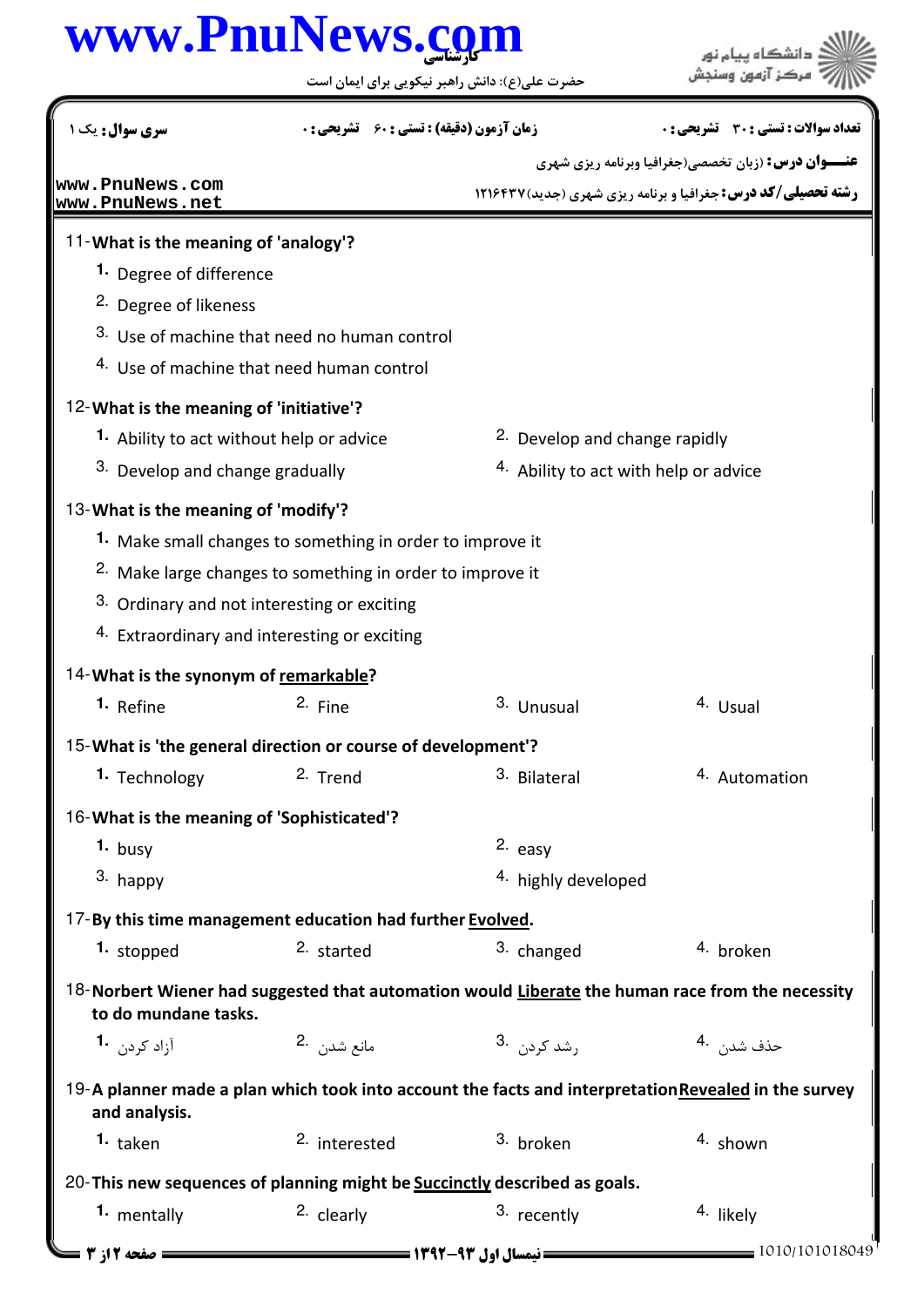11-**What is the meaning of 'analogy'?**

1. Degree of difference
2. Degree of likeness
3. Use of machine that need no human control
4. Use of machine that need human control

12-**What is the meaning of 'initiative'?**

1. Ability to act without help or advice
2. Develop and change rapidly
3. Develop and change gradually
4. Ability to act with help or advice

13-**What is the meaning of 'modify'?**

1. Make small changes to something in order to improve it
2. Make large changes to something in order to improve it
3. Ordinary and not interesting or exciting
4. Extraordinary and interesting or exciting

14-**What is the synonym of <u>remarkable</u>?**

1. Refine
2. Fine
3. Unusual
4. Usual

15-**What is 'the general direction or course of development'?**

1. Technology
2. Trend
3. Bilateral
4. Automation

16-**What is the meaning of 'Sophisticated'?**

1. busy
2. easy
3. happy
4. highly developed

17-**By this time management education had further <u>Evolved</u>.**

1. stopped
2. started
3. changed
4. broken

18-**Norbert Wiener had suggested that automation would <u>Liberate</u> the human race from the necessity to do mundane tasks.**

1. آزاد کردن
2. مانع شدن
3. رشد کردن
4. حذف شدن

19-**A planner made a plan which took into account the facts and interpretation <u>Revealed</u> in the survey and analysis.**

1. taken
2. interested
3. broken
4. shown

20-**This new sequences of planning might be <u>Succinctly</u> described as goals.**

1. mentally
2. clearly
3. recently
4. likely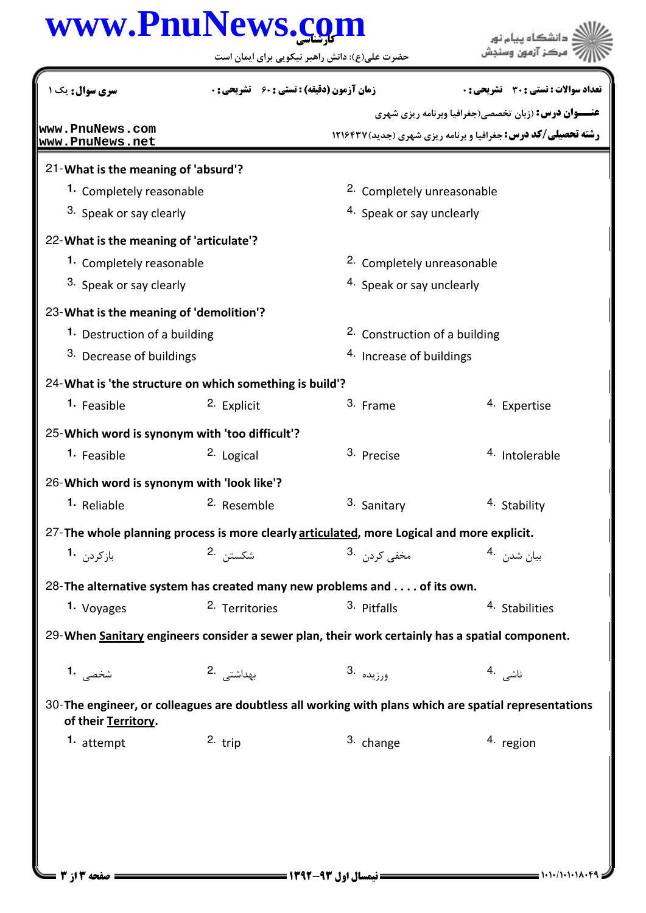21-**What is the meaning of 'absurd'?**

1. Completely reasonable
2. Completely unreasonable
3. Speak or say clearly
4. Speak or say unclearly

22-**What is the meaning of 'articulate'?**

1. Completely reasonable
2. Completely unreasonable
3. Speak or say clearly
4. Speak or say unclearly

23-**What is the meaning of 'demolition'?**

1. Destruction of a building
2. Construction of a building
3. Decrease of buildings
4. Increase of buildings

24-**What is 'the structure on which something is build'?**

1. Feasible
2. Explicit
3. Frame
4. Expertise

25-**Which word is synonym with 'too difficult'?**

1. Feasible
2. Logical
3. Precise
4. Intolerable

26-**Which word is synonym with 'look like'?**

1. Reliable
2. Resemble
3. Sanitary
4. Stability

27-**The whole planning process is more clearly <u>articulated</u>, more Logical and more explicit.**

1. بازکردن
2. شکستن
3. مخفی کردن
4. بیان شدن

28-**The alternative system has created many new problems and . . . . of its own.**

1. Voyages
2. Territories
3. Pitfalls
4. Stabilities

29-**When <u>Sanitary</u> engineers consider a sewer plan, their work certainly has a spatial component.**

1. شخصی
2. بهداشتی
3. ورزیده
4. ناشی

30-**The engineer, or colleagues are doubtless all working with plans which are spatial representations of their <u>Territory</u>.**

1. attempt
2. trip
3. change
4. region